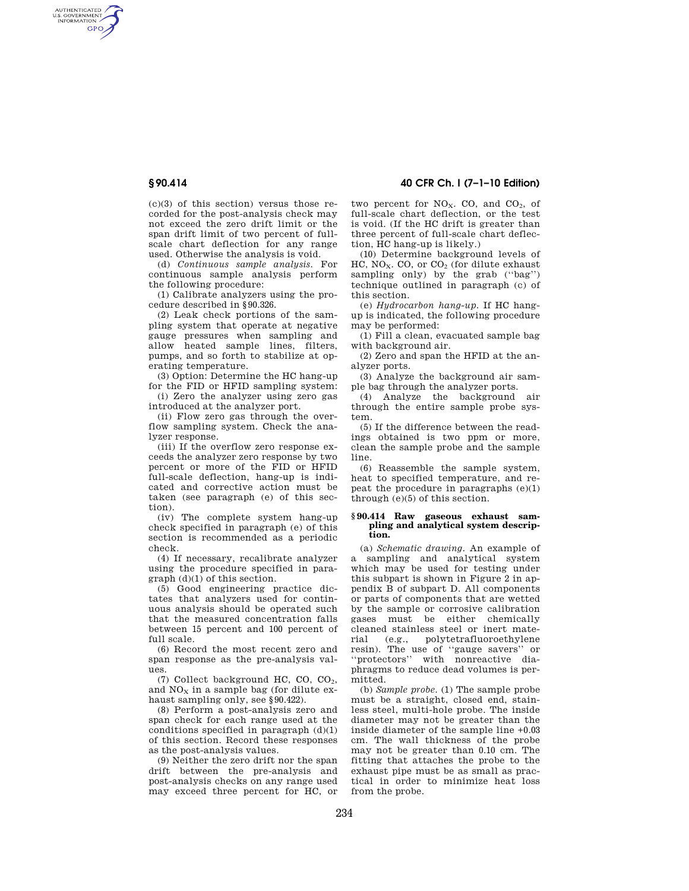(c)(3) of this section) versus those recorded for the post-analysis check may not exceed the zero drift limit or the span drift limit of two percent of full-scale chart deflection for any range used. Otherwise the analysis is void.

(d) *Continuous sample analysis.* For continuous sample analysis perform the following procedure:

(1) Calibrate analyzers using the procedure described in §90.326.

(2) Leak check portions of the sampling system that operate at negative gauge pressures when sampling and allow heated sample lines, filters, pumps, and so forth to stabilize at operating temperature.

(3) Option: Determine the HC hang-up for the FID or HFID sampling system:

(i) Zero the analyzer using zero gas introduced at the analyzer port.

(ii) Flow zero gas through the overflow sampling system. Check the analyzer response.

(iii) If the overflow zero response exceeds the analyzer zero response by two percent or more of the FID or HFID full-scale deflection, hang-up is indicated and corrective action must be taken (see paragraph (e) of this section).

(iv) The complete system hang-up check specified in paragraph (e) of this section is recommended as a periodic check.

(4) If necessary, recalibrate analyzer using the procedure specified in paragraph (d)(1) of this section.

(5) Good engineering practice dictates that analyzers used for continuous analysis should be operated such that the measured concentration falls between 15 percent and 100 percent of full scale.

(6) Record the most recent zero and span response as the pre-analysis values.

(7) Collect background HC, CO, $CO_2$, and $NO_X$ in a sample bag (for dilute exhaust sampling only, see §90.422).

(8) Perform a post-analysis zero and span check for each range used at the conditions specified in paragraph (d)(1) of this section. Record these responses as the post-analysis values.

(9) Neither the zero drift nor the span drift between the pre-analysis and post-analysis checks on any range used may exceed three percent for HC, or two percent for $NO_X$. CO, and $CO_2$, of full-scale chart deflection, or the test is void. (If the HC drift is greater than three percent of full-scale chart deflection, HC hang-up is likely.)

(10) Determine background levels of HC, $NO_X$. CO, or $CO_2$ (for dilute exhaust sampling only) by the grab ("bag") technique outlined in paragraph (c) of this section.

(e) *Hydrocarbon hang-up.* If HC hang-up is indicated, the following procedure may be performed:

(1) Fill a clean, evacuated sample bag with background air.

(2) Zero and span the HFID at the analyzer ports.

(3) Analyze the background air sample bag through the analyzer ports.

(4) Analyze the background air through the entire sample probe system.

(5) If the difference between the readings obtained is two ppm or more, clean the sample probe and the sample line.

(6) Reassemble the sample system, heat to specified temperature, and repeat the procedure in paragraphs (e)(1) through (e)(5) of this section.

## §90.414 Raw gaseous exhaust sampling and analytical system description.

(a) *Schematic drawing.* An example of a sampling and analytical system which may be used for testing under this subpart is shown in Figure 2 in appendix B of subpart D. All components or parts of components that are wetted by the sample or corrosive calibration gases must be either chemically cleaned stainless steel or inert material (e.g., polytetrafluoroethylene resin). The use of "gauge savers" or "protectors" with nonreactive diaphragms to reduce dead volumes is permitted.

(b) *Sample probe.* (1) The sample probe must be a straight, closed end, stainless steel, multi-hole probe. The inside diameter may not be greater than the inside diameter of the sample line +0.03 cm. The wall thickness of the probe may not be greater than 0.10 cm. The fitting that attaches the probe to the exhaust pipe must be as small as practical in order to minimize heat loss from the probe.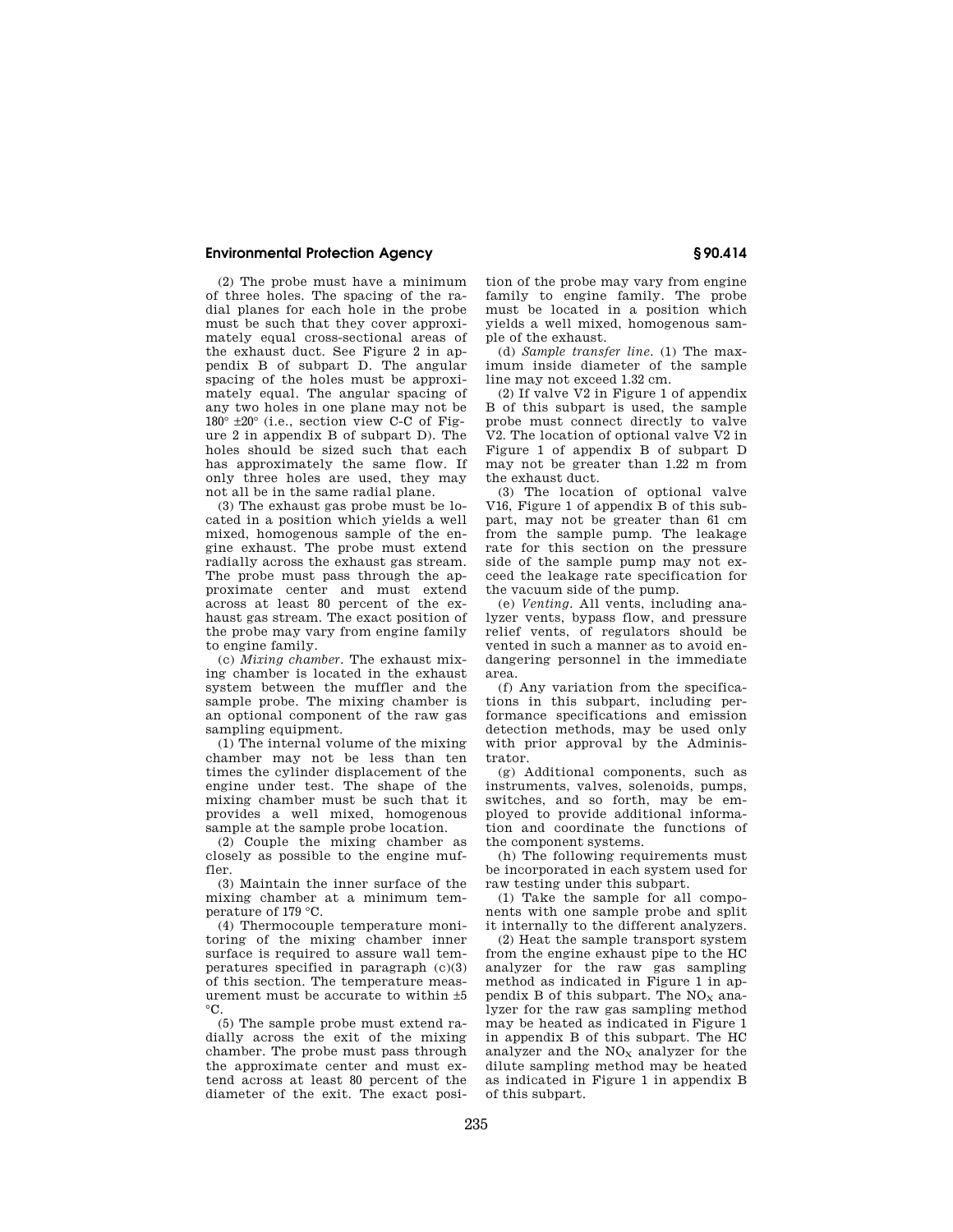(2) The probe must have a minimum of three holes. The spacing of the radial planes for each hole in the probe must be such that they cover approximately equal cross-sectional areas of the exhaust duct. See Figure 2 in appendix B of subpart D. The angular spacing of the holes must be approximately equal. The angular spacing of any two holes in one plane may not be 180° ±20° (i.e., section view C-C of Figure 2 in appendix B of subpart D). The holes should be sized such that each has approximately the same flow. If only three holes are used, they may not all be in the same radial plane.

(3) The exhaust gas probe must be located in a position which yields a well mixed, homogenous sample of the engine exhaust. The probe must extend radially across the exhaust gas stream. The probe must pass through the approximate center and must extend across at least 80 percent of the exhaust gas stream. The exact position of the probe may vary from engine family to engine family.

(c) *Mixing chamber*. The exhaust mixing chamber is located in the exhaust system between the muffler and the sample probe. The mixing chamber is an optional component of the raw gas sampling equipment.

(1) The internal volume of the mixing chamber may not be less than ten times the cylinder displacement of the engine under test. The shape of the mixing chamber must be such that it provides a well mixed, homogenous sample at the sample probe location.

(2) Couple the mixing chamber as closely as possible to the engine muffler.

(3) Maintain the inner surface of the mixing chamber at a minimum temperature of 179 °C.

(4) Thermocouple temperature monitoring of the mixing chamber inner surface is required to assure wall temperatures specified in paragraph (c)(3) of this section. The temperature measurement must be accurate to within ±5 °C.

(5) The sample probe must extend radially across the exit of the mixing chamber. The probe must pass through the approximate center and must extend across at least 80 percent of the diameter of the exit. The exact position of the probe may vary from engine family to engine family. The probe must be located in a position which yields a well mixed, homogenous sample of the exhaust.

(d) *Sample transfer line*. (1) The maximum inside diameter of the sample line may not exceed 1.32 cm.

(2) If valve V2 in Figure 1 of appendix B of this subpart is used, the sample probe must connect directly to valve V2. The location of optional valve V2 in Figure 1 of appendix B of subpart D may not be greater than 1.22 m from the exhaust duct.

(3) The location of optional valve V16, Figure 1 of appendix B of this subpart, may not be greater than 61 cm from the sample pump. The leakage rate for this section on the pressure side of the sample pump may not exceed the leakage rate specification for the vacuum side of the pump.

(e) *Venting*. All vents, including analyzer vents, bypass flow, and pressure relief vents, of regulators should be vented in such a manner as to avoid endangering personnel in the immediate area.

(f) Any variation from the specifications in this subpart, including performance specifications and emission detection methods, may be used only with prior approval by the Administrator.

(g) Additional components, such as instruments, valves, solenoids, pumps, switches, and so forth, may be employed to provide additional information and coordinate the functions of the component systems.

(h) The following requirements must be incorporated in each system used for raw testing under this subpart.

(1) Take the sample for all components with one sample probe and split it internally to the different analyzers.

(2) Heat the sample transport system from the engine exhaust pipe to the HC analyzer for the raw gas sampling method as indicated in Figure 1 in appendix B of this subpart. The $NO_X$ analyzer for the raw gas sampling method may be heated as indicated in Figure 1 in appendix B of this subpart. The HC analyzer and the $NO_X$ analyzer for the dilute sampling method may be heated as indicated in Figure 1 in appendix B of this subpart.